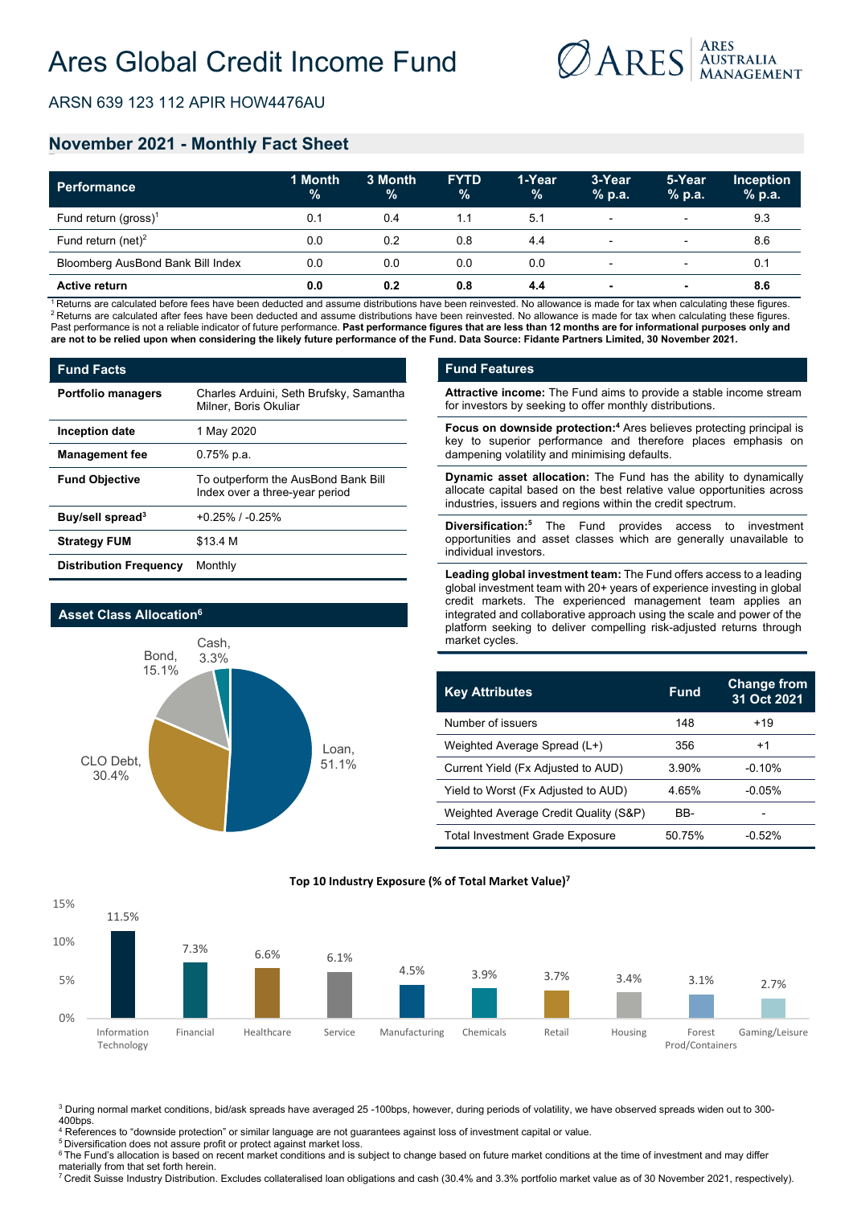# Ares Global Credit Income Fund

ARES AUSTRALIA MANAGEMENT

ARSN 639 123 112 APIR HOW4476AU

## November 2021 - Monthly Fact Sheet

| Performance | 1 Month % | 3 Month % | FYTD % | 1-Year % | 3-Year % p.a. | 5-Year % p.a. | Inception % p.a. |
|---|---|---|---|---|---|---|---|
| Fund return (gross)[1] | 0.1 | 0.4 | 1.1 | 5.1 | - | - | 9.3 |
| Fund return (net)[2] | 0.0 | 0.2 | 0.8 | 4.4 | - | - | 8.6 |
| Bloomberg AusBond Bank Bill Index | 0.0 | 0.0 | 0.0 | 0.0 | - | - | 0.1 |
| **Active return** | **0.0** | **0.2** | **0.8** | **4.4** | **-** | **-** | **8.6** |

[1] Returns are calculated before fees have been deducted and assume distributions have been reinvested. No allowance is made for tax when calculating these figures.
[2] Returns are calculated after fees have been deducted and assume distributions have been reinvested. No allowance is made for tax when calculating these figures.
Past performance is not a reliable indicator of future performance. **Past performance figures that are less than 12 months are for informational purposes only and are not to be relied upon when considering the likely future performance of the Fund. Data Source: Fidante Partners Limited, 30 November 2021.**

### Fund Facts

| Fund Facts | |
|---|---|
| **Portfolio managers** | Charles Arduini, Seth Brufsky, Samantha Milner, Boris Okuliar |
| **Inception date** | 1 May 2020 |
| **Management fee** | 0.75% p.a. |
| **Fund Objective** | To outperform the AusBond Bank Bill Index over a three-year period |
| **Buy/sell spread[3]** | +0.25% / -0.25% |
| **Strategy FUM** | $13.4 M |
| **Distribution Frequency** | Monthly |

### Asset Class Allocation[6]

| Asset Class | % |
|---|---|
| Loan | 51.1% |
| CLO Debt | 30.4% |
| Bond | 15.1% |
| Cash | 3.3% |

### Fund Features

**Attractive income:** The Fund aims to provide a stable income stream for investors by seeking to offer monthly distributions.

**Focus on downside protection:[4]** Ares believes protecting principal is key to superior performance and therefore places emphasis on dampening volatility and minimising defaults.

**Dynamic asset allocation:** The Fund has the ability to dynamically allocate capital based on the best relative value opportunities across industries, issuers and regions within the credit spectrum.

**Diversification:[5]** The Fund provides access to investment opportunities and asset classes which are generally unavailable to individual investors.

**Leading global investment team:** The Fund offers access to a leading global investment team with 20+ years of experience investing in global credit markets. The experienced management team applies an integrated and collaborative approach using the scale and power of the platform seeking to deliver compelling risk-adjusted returns through market cycles.

| Key Attributes | Fund | Change from 31 Oct 2021 |
|---|---|---|
| Number of issuers | 148 | +19 |
| Weighted Average Spread (L+) | 356 | +1 |
| Current Yield (Fx Adjusted to AUD) | 3.90% | -0.10% |
| Yield to Worst (Fx Adjusted to AUD) | 4.65% | -0.05% |
| Weighted Average Credit Quality (S&P) | BB- | - |
| Total Investment Grade Exposure | 50.75% | -0.52% |

### Top 10 Industry Exposure (% of Total Market Value)[7]

| Industry | % |
|---|---|
| Information Technology | 11.5% |
| Financial | 7.3% |
| Healthcare | 6.6% |
| Service | 6.1% |
| Manufacturing | 4.5% |
| Chemicals | 3.9% |
| Retail | 3.7% |
| Housing | 3.4% |
| Forest Prod/Containers | 3.1% |
| Gaming/Leisure | 2.7% |

[3] During normal market conditions, bid/ask spreads have averaged 25 -100bps, however, during periods of volatility, we have observed spreads widen out to 300-400bps.
[4] References to "downside protection" or similar language are not guarantees against loss of investment capital or value.
[5] Diversification does not assure profit or protect against market loss.
[6] The Fund's allocation is based on recent market conditions and is subject to change based on future market conditions at the time of investment and may differ materially from that set forth herein.
[7] Credit Suisse Industry Distribution. Excludes collateralised loan obligations and cash (30.4% and 3.3% portfolio market value as of 30 November 2021, respectively).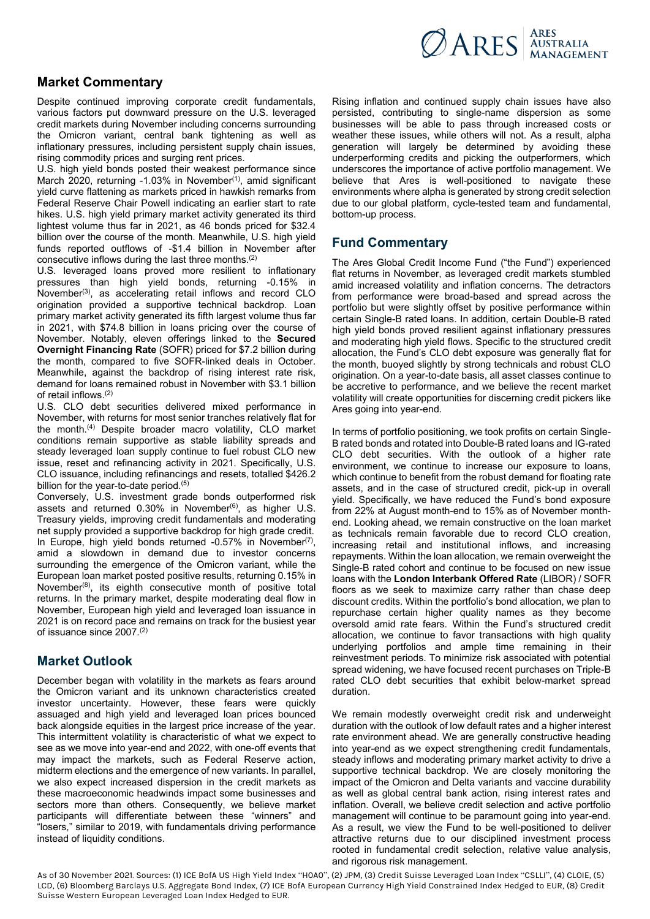## Market Commentary

Despite continued improving corporate credit fundamentals, various factors put downward pressure on the U.S. leveraged credit markets during November including concerns surrounding the Omicron variant, central bank tightening as well as inflationary pressures, including persistent supply chain issues, rising commodity prices and surging rent prices.

U.S. high yield bonds posted their weakest performance since March 2020, returning -1.03% in November[1], amid significant yield curve flattening as markets priced in hawkish remarks from Federal Reserve Chair Powell indicating an earlier start to rate hikes. U.S. high yield primary market activity generated its third lightest volume thus far in 2021, as 46 bonds priced for $32.4 billion over the course of the month. Meanwhile, U.S. high yield funds reported outflows of -$1.4 billion in November after consecutive inflows during the last three months.[2]

U.S. leveraged loans proved more resilient to inflationary pressures than high yield bonds, returning -0.15% in November[3], as accelerating retail inflows and record CLO origination provided a supportive technical backdrop. Loan primary market activity generated its fifth largest volume thus far in 2021, with $74.8 billion in loans pricing over the course of November. Notably, eleven offerings linked to the **Secured Overnight Financing Rate** (SOFR) priced for $7.2 billion during the month, compared to five SOFR-linked deals in October. Meanwhile, against the backdrop of rising interest rate risk, demand for loans remained robust in November with $3.1 billion of retail inflows.[2]

U.S. CLO debt securities delivered mixed performance in November, with returns for most senior tranches relatively flat for the month.[4] Despite broader macro volatility, CLO market conditions remain supportive as stable liability spreads and steady leveraged loan supply continue to fuel robust CLO new issue, reset and refinancing activity in 2021. Specifically, U.S. CLO issuance, including refinancings and resets, totalled $426.2 billion for the year-to-date period.[5]

Conversely, U.S. investment grade bonds outperformed risk assets and returned 0.30% in November[6], as higher U.S. Treasury yields, improving credit fundamentals and moderating net supply provided a supportive backdrop for high grade credit. In Europe, high yield bonds returned -0.57% in November[7], amid a slowdown in demand due to investor concerns surrounding the emergence of the Omicron variant, while the European loan market posted positive results, returning 0.15% in November[8], its eighth consecutive month of positive total returns. In the primary market, despite moderating deal flow in November, European high yield and leveraged loan issuance in 2021 is on record pace and remains on track for the busiest year of issuance since 2007.[2]

## Market Outlook

December began with volatility in the markets as fears around the Omicron variant and its unknown characteristics created investor uncertainty. However, these fears were quickly assuaged and high yield and leveraged loan prices bounced back alongside equities in the largest price increase of the year. This intermittent volatility is characteristic of what we expect to see as we move into year-end and 2022, with one-off events that may impact the markets, such as Federal Reserve action, midterm elections and the emergence of new variants. In parallel, we also expect increased dispersion in the credit markets as these macroeconomic headwinds impact some businesses and sectors more than others. Consequently, we believe market participants will differentiate between these "winners" and "losers," similar to 2019, with fundamentals driving performance instead of liquidity conditions.

Rising inflation and continued supply chain issues have also persisted, contributing to single-name dispersion as some businesses will be able to pass through increased costs or weather these issues, while others will not. As a result, alpha generation will largely be determined by avoiding these underperforming credits and picking the outperformers, which underscores the importance of active portfolio management. We believe that Ares is well-positioned to navigate these environments where alpha is generated by strong credit selection due to our global platform, cycle-tested team and fundamental, bottom-up process.

## Fund Commentary

The Ares Global Credit Income Fund ("the Fund") experienced flat returns in November, as leveraged credit markets stumbled amid increased volatility and inflation concerns. The detractors from performance were broad-based and spread across the portfolio but were slightly offset by positive performance within certain Single-B rated loans. In addition, certain Double-B rated high yield bonds proved resilient against inflationary pressures and moderating high yield flows. Specific to the structured credit allocation, the Fund's CLO debt exposure was generally flat for the month, buoyed slightly by strong technicals and robust CLO origination. On a year-to-date basis, all asset classes continue to be accretive to performance, and we believe the recent market volatility will create opportunities for discerning credit pickers like Ares going into year-end.

In terms of portfolio positioning, we took profits on certain Single-B rated bonds and rotated into Double-B rated loans and IG-rated CLO debt securities. With the outlook of a higher rate environment, we continue to increase our exposure to loans, which continue to benefit from the robust demand for floating rate assets, and in the case of structured credit, pick-up in overall yield. Specifically, we have reduced the Fund's bond exposure from 22% at August month-end to 15% as of November month-end. Looking ahead, we remain constructive on the loan market as technicals remain favorable due to record CLO creation, increasing retail and institutional inflows, and increasing repayments. Within the loan allocation, we remain overweight the Single-B rated cohort and continue to be focused on new issue loans with the **London Interbank Offered Rate** (LIBOR) / SOFR floors as we seek to maximize carry rather than chase deep discount credits. Within the portfolio's bond allocation, we plan to repurchase certain higher quality names as they become oversold amid rate fears. Within the Fund's structured credit allocation, we continue to favor transactions with high quality underlying portfolios and ample time remaining in their reinvestment periods. To minimize risk associated with potential spread widening, we have focused recent purchases on Triple-B rated CLO debt securities that exhibit below-market spread duration.

We remain modestly overweight credit risk and underweight duration with the outlook of low default rates and a higher interest rate environment ahead. We are generally constructive heading into year-end as we expect strengthening credit fundamentals, steady inflows and moderating primary market activity to drive a supportive technical backdrop. We are closely monitoring the impact of the Omicron and Delta variants and vaccine durability as well as global central bank action, rising interest rates and inflation. Overall, we believe credit selection and active portfolio management will continue to be paramount going into year-end. As a result, we view the Fund to be well-positioned to deliver attractive returns due to our disciplined investment process rooted in fundamental credit selection, relative value analysis, and rigorous risk management.

As of 30 November 2021. Sources: (1) ICE BofA US High Yield Index "H0A0", (2) JPM, (3) Credit Suisse Leveraged Loan Index "CSLLI", (4) CLOIE, (5) LCD, (6) Bloomberg Barclays U.S. Aggregate Bond Index, (7) ICE BofA European Currency High Yield Constrained Index Hedged to EUR, (8) Credit Suisse Western European Leveraged Loan Index Hedged to EUR.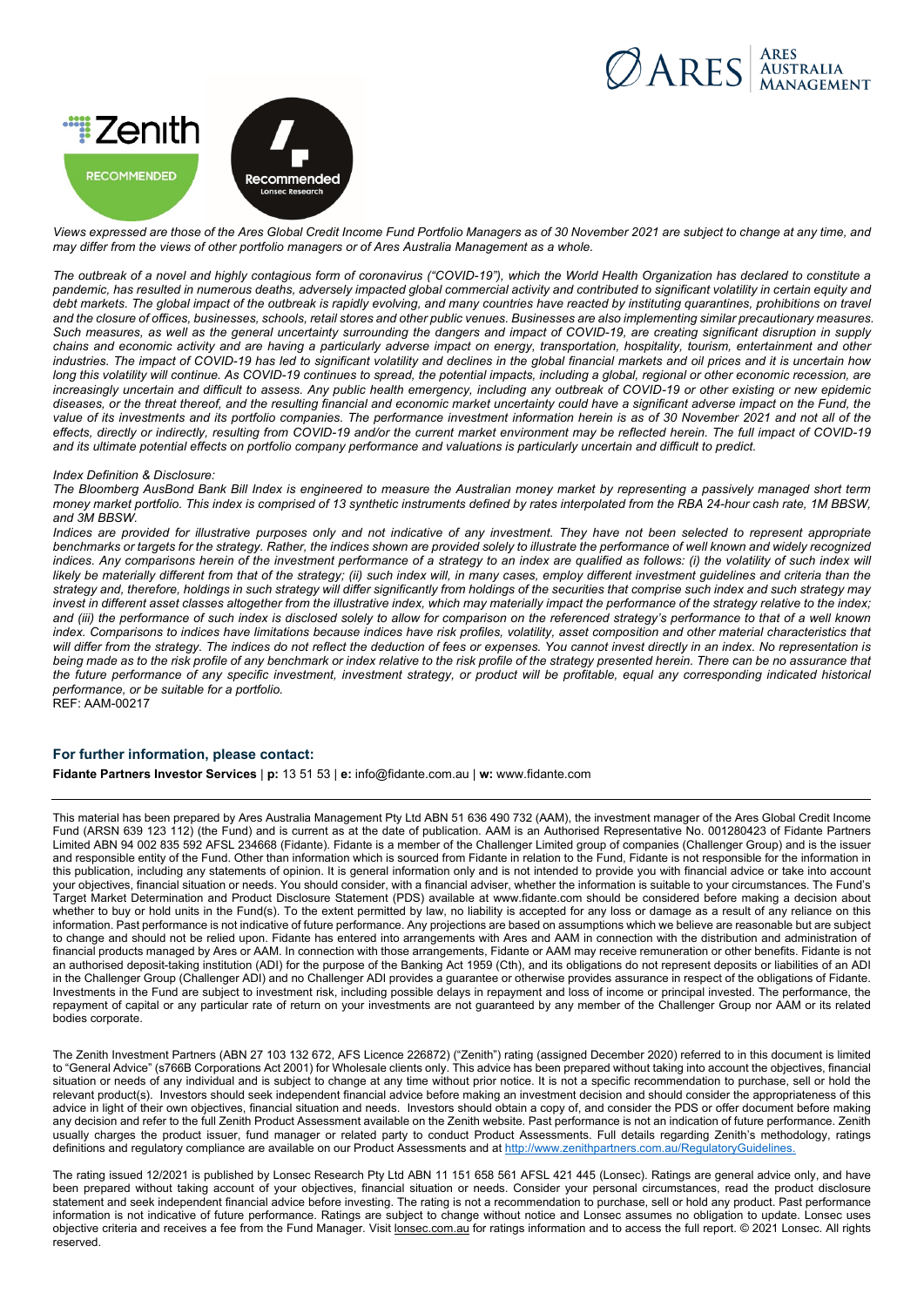*Views expressed are those of the Ares Global Credit Income Fund Portfolio Managers as of 30 November 2021 are subject to change at any time, and may differ from the views of other portfolio managers or of Ares Australia Management as a whole.*

*The outbreak of a novel and highly contagious form of coronavirus ("COVID-19"), which the World Health Organization has declared to constitute a pandemic, has resulted in numerous deaths, adversely impacted global commercial activity and contributed to significant volatility in certain equity and debt markets. The global impact of the outbreak is rapidly evolving, and many countries have reacted by instituting quarantines, prohibitions on travel and the closure of offices, businesses, schools, retail stores and other public venues. Businesses are also implementing similar precautionary measures. Such measures, as well as the general uncertainty surrounding the dangers and impact of COVID-19, are creating significant disruption in supply chains and economic activity and are having a particularly adverse impact on energy, transportation, hospitality, tourism, entertainment and other industries. The impact of COVID-19 has led to significant volatility and declines in the global financial markets and oil prices and it is uncertain how long this volatility will continue. As COVID-19 continues to spread, the potential impacts, including a global, regional or other economic recession, are increasingly uncertain and difficult to assess. Any public health emergency, including any outbreak of COVID-19 or other existing or new epidemic diseases, or the threat thereof, and the resulting financial and economic market uncertainty could have a significant adverse impact on the Fund, the value of its investments and its portfolio companies. The performance investment information herein is as of 30 November 2021 and not all of the effects, directly or indirectly, resulting from COVID-19 and/or the current market environment may be reflected herein. The full impact of COVID-19 and its ultimate potential effects on portfolio company performance and valuations is particularly uncertain and difficult to predict.*

*Index Definition & Disclosure:*

*The Bloomberg AusBond Bank Bill Index is engineered to measure the Australian money market by representing a passively managed short term money market portfolio. This index is comprised of 13 synthetic instruments defined by rates interpolated from the RBA 24-hour cash rate, 1M BBSW, and 3M BBSW.*

*Indices are provided for illustrative purposes only and not indicative of any investment. They have not been selected to represent appropriate benchmarks or targets for the strategy. Rather, the indices shown are provided solely to illustrate the performance of well known and widely recognized indices. Any comparisons herein of the investment performance of a strategy to an index are qualified as follows: (i) the volatility of such index will likely be materially different from that of the strategy; (ii) such index will, in many cases, employ different investment guidelines and criteria than the strategy and, therefore, holdings in such strategy will differ significantly from holdings of the securities that comprise such index and such strategy may invest in different asset classes altogether from the illustrative index, which may materially impact the performance of the strategy relative to the index; and (iii) the performance of such index is disclosed solely to allow for comparison on the referenced strategy's performance to that of a well known index. Comparisons to indices have limitations because indices have risk profiles, volatility, asset composition and other material characteristics that will differ from the strategy. The indices do not reflect the deduction of fees or expenses. You cannot invest directly in an index. No representation is being made as to the risk profile of any benchmark or index relative to the risk profile of the strategy presented herein. There can be no assurance that the future performance of any specific investment, investment strategy, or product will be profitable, equal any corresponding indicated historical performance, or be suitable for a portfolio.*

REF: AAM-00217

### For further information, please contact:

**Fidante Partners Investor Services** | **p:** 13 51 53 | **e:** info@fidante.com.au | **w:** www.fidante.com

This material has been prepared by Ares Australia Management Pty Ltd ABN 51 636 490 732 (AAM), the investment manager of the Ares Global Credit Income Fund (ARSN 639 123 112) (the Fund) and is current as at the date of publication. AAM is an Authorised Representative No. 001280423 of Fidante Partners Limited ABN 94 002 835 592 AFSL 234668 (Fidante). Fidante is a member of the Challenger Limited group of companies (Challenger Group) and is the issuer and responsible entity of the Fund. Other than information which is sourced from Fidante in relation to the Fund, Fidante is not responsible for the information in this publication, including any statements of opinion. It is general information only and is not intended to provide you with financial advice or take into account your objectives, financial situation or needs. You should consider, with a financial adviser, whether the information is suitable to your circumstances. The Fund's Target Market Determination and Product Disclosure Statement (PDS) available at www.fidante.com should be considered before making a decision about whether to buy or hold units in the Fund(s). To the extent permitted by law, no liability is accepted for any loss or damage as a result of any reliance on this information. Past performance is not indicative of future performance. Any projections are based on assumptions which we believe are reasonable but are subject to change and should not be relied upon. Fidante has entered into arrangements with Ares and AAM in connection with the distribution and administration of financial products managed by Ares or AAM. In connection with those arrangements, Fidante or AAM may receive remuneration or other benefits. Fidante is not an authorised deposit-taking institution (ADI) for the purpose of the Banking Act 1959 (Cth), and its obligations do not represent deposits or liabilities of an ADI in the Challenger Group (Challenger ADI) and no Challenger ADI provides a guarantee or otherwise provides assurance in respect of the obligations of Fidante. Investments in the Fund are subject to investment risk, including possible delays in repayment and loss of income or principal invested. The performance, the repayment of capital or any particular rate of return on your investments are not guaranteed by any member of the Challenger Group nor AAM or its related bodies corporate.

The Zenith Investment Partners (ABN 27 103 132 672, AFS Licence 226872) ("Zenith") rating (assigned December 2020) referred to in this document is limited to "General Advice" (s766B Corporations Act 2001) for Wholesale clients only. This advice has been prepared without taking into account the objectives, financial situation or needs of any individual and is subject to change at any time without prior notice. It is not a specific recommendation to purchase, sell or hold the relevant product(s). Investors should seek independent financial advice before making an investment decision and should consider the appropriateness of this advice in light of their own objectives, financial situation and needs. Investors should obtain a copy of, and consider the PDS or offer document before making any decision and refer to the full Zenith Product Assessment available on the Zenith website. Past performance is not an indication of future performance. Zenith usually charges the product issuer, fund manager or related party to conduct Product Assessments. Full details regarding Zenith's methodology, ratings definitions and regulatory compliance are available on our Product Assessments and at http://www.zenithpartners.com.au/RegulatoryGuidelines.

The rating issued 12/2021 is published by Lonsec Research Pty Ltd ABN 11 151 658 561 AFSL 421 445 (Lonsec). Ratings are general advice only, and have been prepared without taking account of your objectives, financial situation or needs. Consider your personal circumstances, read the product disclosure statement and seek independent financial advice before investing. The rating is not a recommendation to purchase, sell or hold any product. Past performance information is not indicative of future performance. Ratings are subject to change without notice and Lonsec assumes no obligation to update. Lonsec uses objective criteria and receives a fee from the Fund Manager. Visit lonsec.com.au for ratings information and to access the full report. © 2021 Lonsec. All rights reserved.